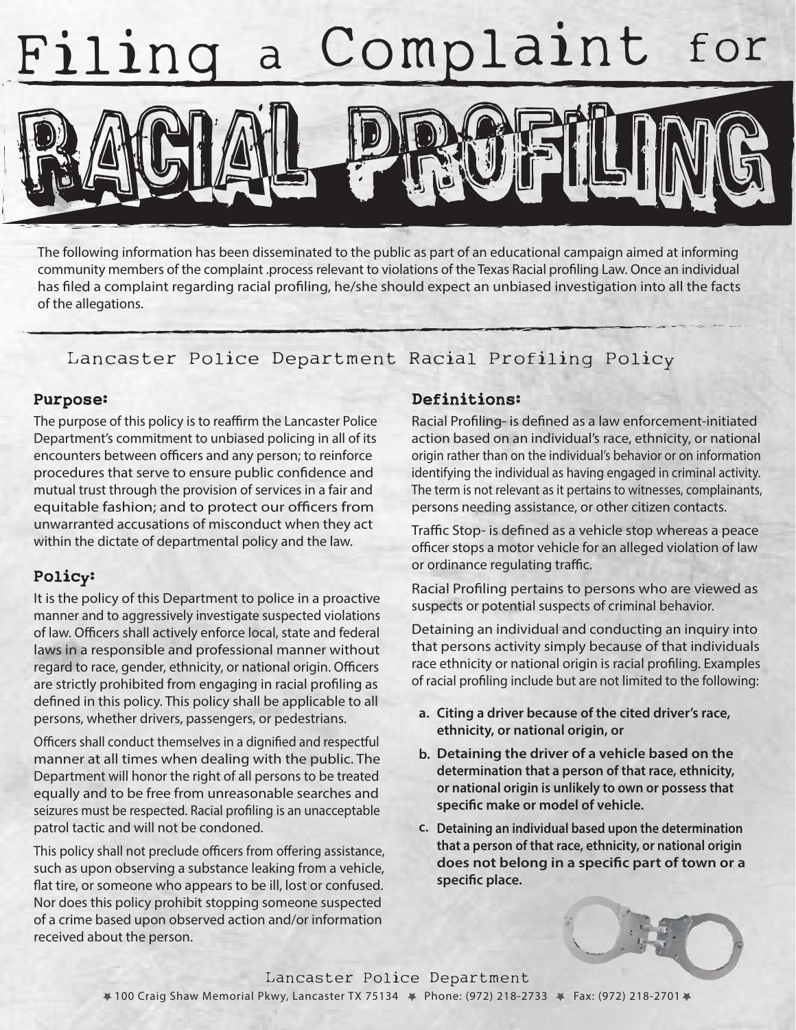# Filing a Complaint for RACIAL PROFILING

The following information has been disseminated to the public as part of an educational campaign aimed at informing community members of the complaint .process relevant to violations of the Texas Racial profiling Law. Once an individual has filed a complaint regarding racial profiling, he/she should expect an unbiased investigation into all the facts of the allegations.

## Lancaster Police Department Racial Profiling Policy

### Purpose:

The purpose of this policy is to reaffirm the Lancaster Police Department's commitment to unbiased policing in all of its encounters between officers and any person; to reinforce procedures that serve to ensure public confidence and mutual trust through the provision of services in a fair and equitable fashion; and to protect our officers from unwarranted accusations of misconduct when they act within the dictate of departmental policy and the law.

### Policy:

It is the policy of this Department to police in a proactive manner and to aggressively investigate suspected violations of law. Officers shall actively enforce local, state and federal laws in a responsible and professional manner without regard to race, gender, ethnicity, or national origin. Officers are strictly prohibited from engaging in racial profiling as defined in this policy. This policy shall be applicable to all persons, whether drivers, passengers, or pedestrians.

Officers shall conduct themselves in a dignified and respectful manner at all times when dealing with the public. The Department will honor the right of all persons to be treated equally and to be free from unreasonable searches and seizures must be respected. Racial profiling is an unacceptable patrol tactic and will not be condoned.

This policy shall not preclude officers from offering assistance, such as upon observing a substance leaking from a vehicle, flat tire, or someone who appears to be ill, lost or confused. Nor does this policy prohibit stopping someone suspected of a crime based upon observed action and/or information received about the person.

### Definitions:

Racial Profiling- is defined as a law enforcement-initiated action based on an individual's race, ethnicity, or national origin rather than on the individual's behavior or on information identifying the individual as having engaged in criminal activity. The term is not relevant as it pertains to witnesses, complainants, persons needing assistance, or other citizen contacts.

Traffic Stop- is defined as a vehicle stop whereas a peace officer stops a motor vehicle for an alleged violation of law or ordinance regulating traffic.

Racial Profiling pertains to persons who are viewed as suspects or potential suspects of criminal behavior.

Detaining an individual and conducting an inquiry into that persons activity simply because of that individuals race ethnicity or national origin is racial profiling. Examples of racial profiling include but are not limited to the following:

- **a. Citing a driver because of the cited driver's race, ethnicity, or national origin, or**
- **b. Detaining the driver of a vehicle based on the determination that a person of that race, ethnicity, or national origin is unlikely to own or possess that specific make or model of vehicle.**
- **c. Detaining an individual based upon the determination that a person of that race, ethnicity, or national origin does not belong in a specific part of town or a specific place.**

Lancaster Police Department

100 Craig Shaw Memorial Pkwy, Lancaster TX 75134 · Phone: (972) 218-2733 · Fax: (972) 218-2701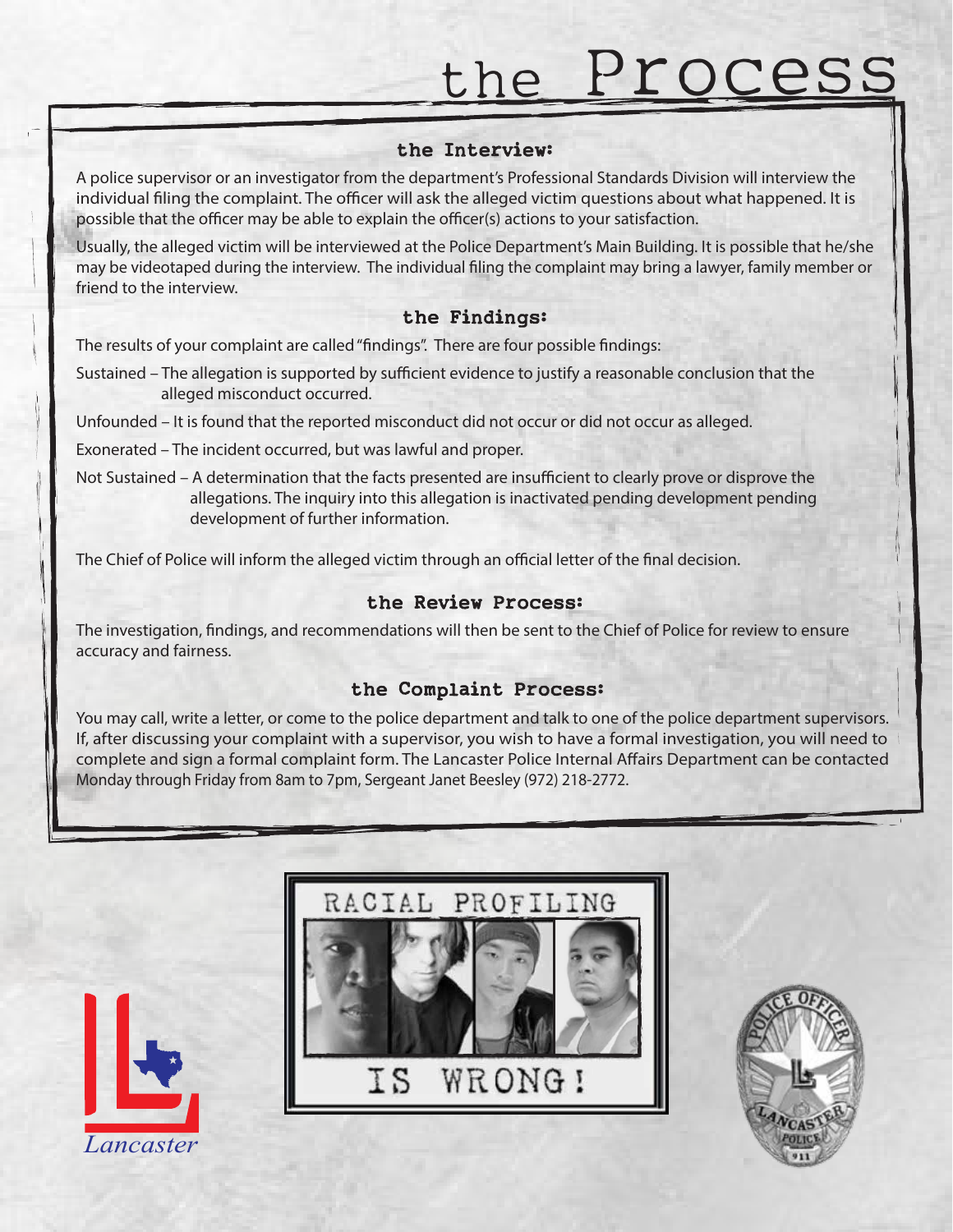# the Process

### the Interview:

A police supervisor or an investigator from the department's Professional Standards Division will interview the individual filing the complaint. The officer will ask the alleged victim questions about what happened. It is possible that the officer may be able to explain the officer(s) actions to your satisfaction.

Usually, the alleged victim will be interviewed at the Police Department's Main Building. It is possible that he/she may be videotaped during the interview. The individual filing the complaint may bring a lawyer, family member or friend to the interview.

### the Findings:

The results of your complaint are called "findings". There are four possible findings:

Sustained – The allegation is supported by sufficient evidence to justify a reasonable conclusion that the alleged misconduct occurred.

Unfounded – It is found that the reported misconduct did not occur or did not occur as alleged.

Exonerated – The incident occurred, but was lawful and proper.

Not Sustained – A determination that the facts presented are insufficient to clearly prove or disprove the allegations. The inquiry into this allegation is inactivated pending development pending development of further information.

The Chief of Police will inform the alleged victim through an official letter of the final decision.

### the Review Process:

The investigation, findings, and recommendations will then be sent to the Chief of Police for review to ensure accuracy and fairness.

### the Complaint Process:

You may call, write a letter, or come to the police department and talk to one of the police department supervisors. If, after discussing your complaint with a supervisor, you wish to have a formal investigation, you will need to complete and sign a formal complaint form. The Lancaster Police Internal Affairs Department can be contacted Monday through Friday from 8am to 7pm, Sergeant Janet Beesley (972) 218-2772.

Lancaster

RACIAL PROFILING IS WRONG!

POLICE OFFICER LANCASTER POLICE 911